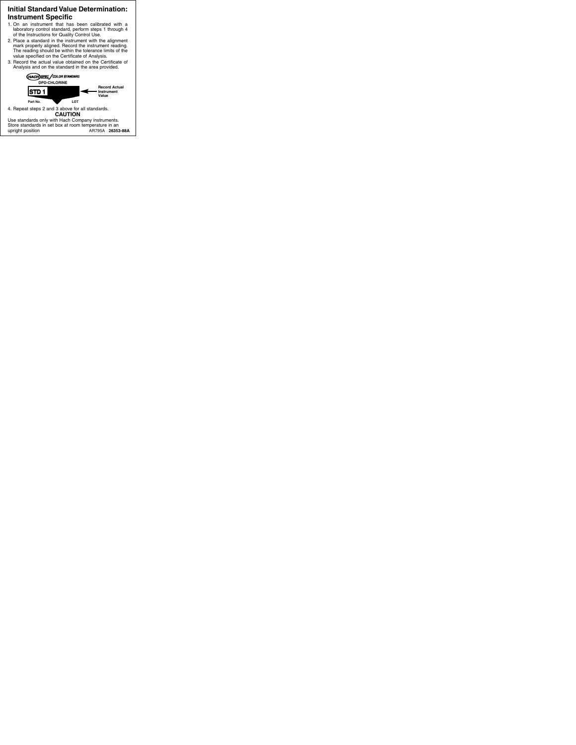# Initial Standard Value Determination: Instrument Specific

1. On an instrument that has been calibrated with a laboratory control standard, perform steps 1 through 4 of the Instructions for Quality Control Use.
2. Place a standard in the instrument with the alignment mark properly aligned. Record the instrument reading. The reading should be within the tolerance limits of the value specified on the Certificate of Analysis.
3. Record the actual value obtained on the Certificate of Analysis and on the standard in the area provided.

HACH SPEC / COLOR STANDARD

DPD-CHLORINE

STD 1

Part No. LOT

Record Actual Instrument Value

4. Repeat steps 2 and 3 above for all standards.

**CAUTION**

Use standards only with Hach Company instruments.
Store standards in set box at room temperature in an upright position

AR795A **26353-88A**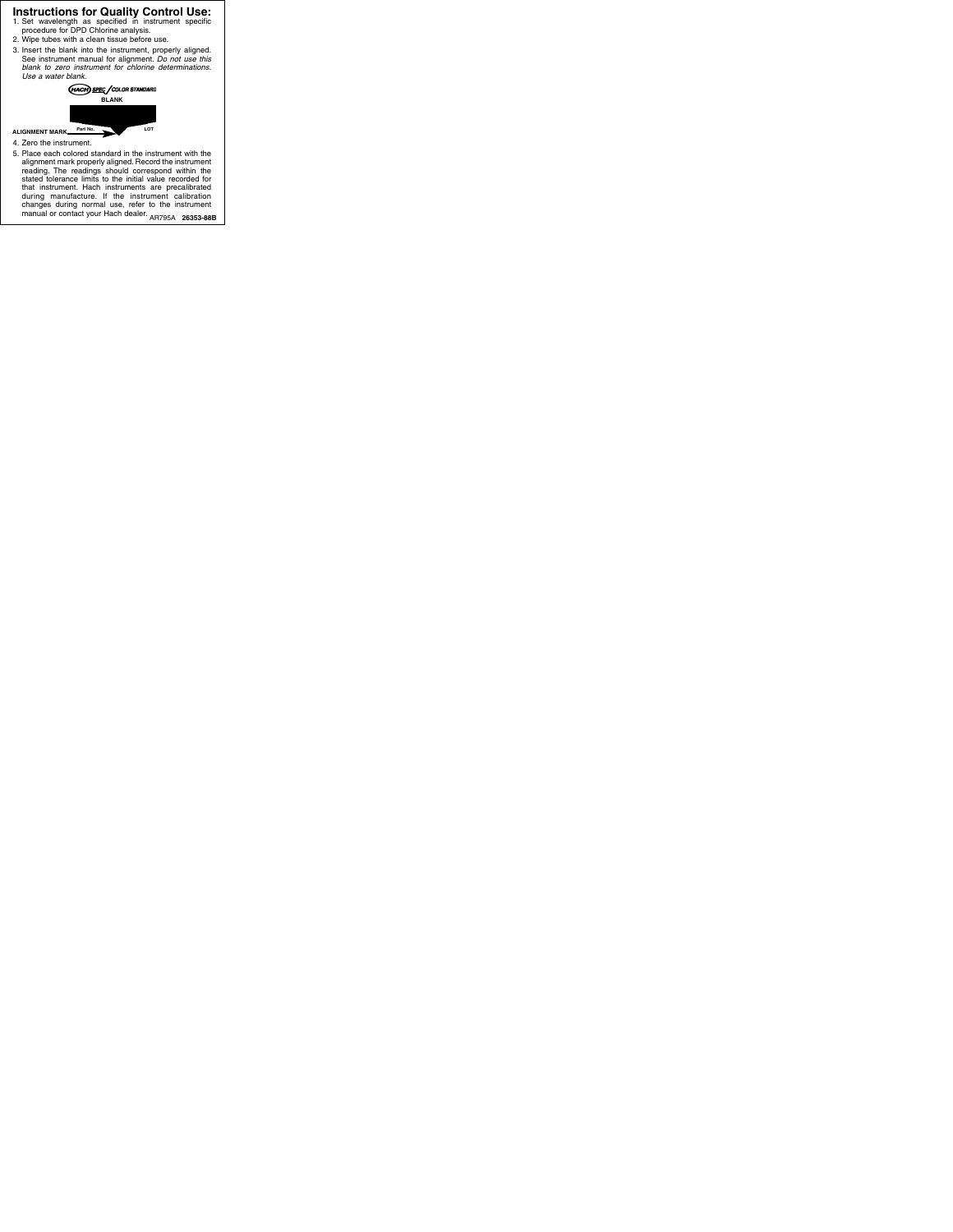# Instructions for Quality Control Use:

1. Set wavelength as specified in instrument specific procedure for DPD Chlorine analysis.
2. Wipe tubes with a clean tissue before use.
3. Insert the blank into the instrument, properly aligned. See instrument manual for alignment. *Do not use this blank to zero instrument for chlorine determinations. Use a water blank.*

HACH SPEC / COLOR STANDARD

BLANK

ALIGNMENT MARK

Part No.

LOT

4. Zero the instrument.
5. Place each colored standard in the instrument with the alignment mark properly aligned. Record the instrument reading. The readings should correspond within the stated tolerance limits to the initial value recorded for that instrument. Hach instruments are precalibrated during manufacture. If the instrument calibration changes during normal use, refer to the instrument manual or contact your Hach dealer.

AR795A **26353-88B**